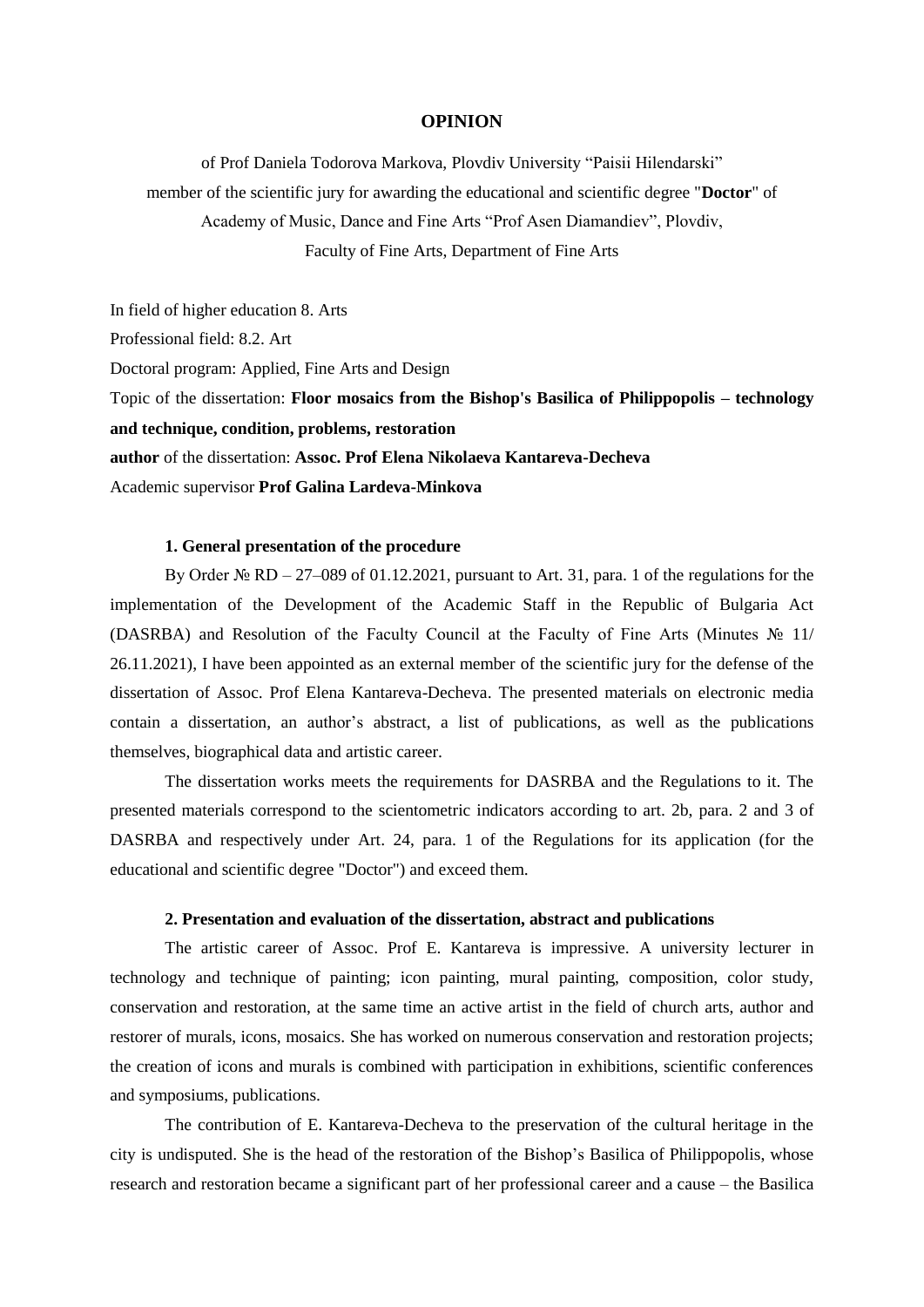# OPINION

of Prof Daniela Todorova Markova, Plovdiv University "Paisii Hilendarski"
member of the scientific jury for awarding the educational and scientific degree "**Doctor**" of
Academy of Music, Dance and Fine Arts "Prof Asen Diamandiev", Plovdiv,
Faculty of Fine Arts, Department of Fine Arts

In field of higher education 8. Arts

Professional field: 8.2. Art

Doctoral program: Applied, Fine Arts and Design

Topic of the dissertation: **Floor mosaics from the Bishop's Basilica of Philippopolis – technology and technique, condition, problems, restoration**

**author** of the dissertation: **Assoc. Prof Elena Nikolaeva Kantareva-Decheva**

Academic supervisor **Prof Galina Lardeva-Minkova**

### 1. General presentation of the procedure

By Order № RD – 27–089 of 01.12.2021, pursuant to Art. 31, para. 1 of the regulations for the implementation of the Development of the Academic Staff in the Republic of Bulgaria Act (DASRBA) and Resolution of the Faculty Council at the Faculty of Fine Arts (Minutes № 11/ 26.11.2021), I have been appointed as an external member of the scientific jury for the defense of the dissertation of Assoc. Prof Elena Kantareva-Decheva. The presented materials on electronic media contain a dissertation, an author's abstract, a list of publications, as well as the publications themselves, biographical data and artistic career.

The dissertation works meets the requirements for DASRBA and the Regulations to it. The presented materials correspond to the scientometric indicators according to art. 2b, para. 2 and 3 of DASRBA and respectively under Art. 24, para. 1 of the Regulations for its application (for the educational and scientific degree "Doctor") and exceed them.

### 2. Presentation and evaluation of the dissertation, abstract and publications

The artistic career of Assoc. Prof E. Kantareva is impressive. A university lecturer in technology and technique of painting; icon painting, mural painting, composition, color study, conservation and restoration, at the same time an active artist in the field of church arts, author and restorer of murals, icons, mosaics. She has worked on numerous conservation and restoration projects; the creation of icons and murals is combined with participation in exhibitions, scientific conferences and symposiums, publications.

The contribution of E. Kantareva-Decheva to the preservation of the cultural heritage in the city is undisputed. She is the head of the restoration of the Bishop's Basilica of Philippopolis, whose research and restoration became a significant part of her professional career and a cause – the Basilica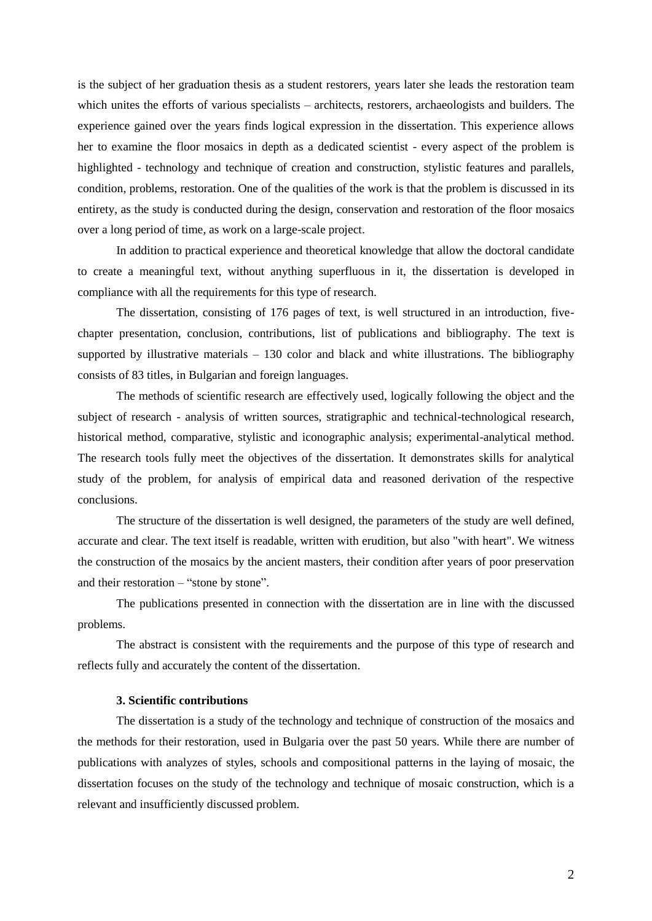is the subject of her graduation thesis as a student restorers, years later she leads the restoration team which unites the efforts of various specialists – architects, restorers, archaeologists and builders. The experience gained over the years finds logical expression in the dissertation. This experience allows her to examine the floor mosaics in depth as a dedicated scientist - every aspect of the problem is highlighted - technology and technique of creation and construction, stylistic features and parallels, condition, problems, restoration. One of the qualities of the work is that the problem is discussed in its entirety, as the study is conducted during the design, conservation and restoration of the floor mosaics over a long period of time, as work on a large-scale project.

In addition to practical experience and theoretical knowledge that allow the doctoral candidate to create a meaningful text, without anything superfluous in it, the dissertation is developed in compliance with all the requirements for this type of research.

The dissertation, consisting of 176 pages of text, is well structured in an introduction, five-chapter presentation, conclusion, contributions, list of publications and bibliography. The text is supported by illustrative materials – 130 color and black and white illustrations. The bibliography consists of 83 titles, in Bulgarian and foreign languages.

The methods of scientific research are effectively used, logically following the object and the subject of research - analysis of written sources, stratigraphic and technical-technological research, historical method, comparative, stylistic and iconographic analysis; experimental-analytical method. The research tools fully meet the objectives of the dissertation. It demonstrates skills for analytical study of the problem, for analysis of empirical data and reasoned derivation of the respective conclusions.

The structure of the dissertation is well designed, the parameters of the study are well defined, accurate and clear. The text itself is readable, written with erudition, but also "with heart". We witness the construction of the mosaics by the ancient masters, their condition after years of poor preservation and their restoration – "stone by stone".

The publications presented in connection with the dissertation are in line with the discussed problems.

The abstract is consistent with the requirements and the purpose of this type of research and reflects fully and accurately the content of the dissertation.

### 3. Scientific contributions

The dissertation is a study of the technology and technique of construction of the mosaics and the methods for their restoration, used in Bulgaria over the past 50 years. While there are number of publications with analyzes of styles, schools and compositional patterns in the laying of mosaic, the dissertation focuses on the study of the technology and technique of mosaic construction, which is a relevant and insufficiently discussed problem.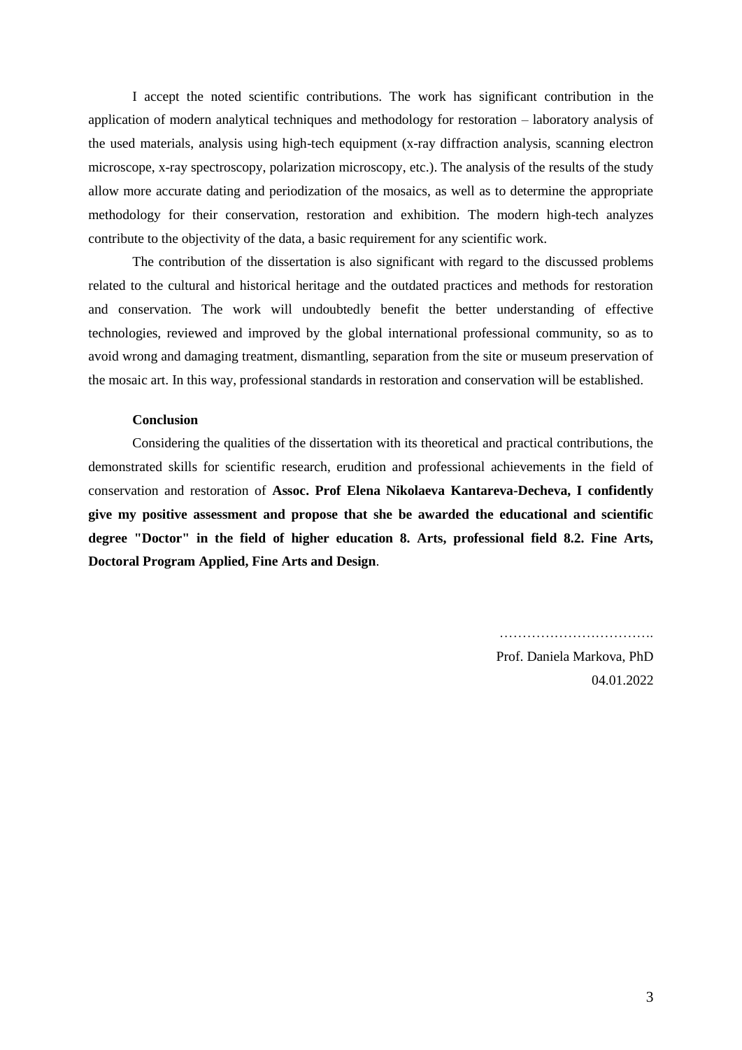I accept the noted scientific contributions. The work has significant contribution in the application of modern analytical techniques and methodology for restoration – laboratory analysis of the used materials, analysis using high-tech equipment (x-ray diffraction analysis, scanning electron microscope, x-ray spectroscopy, polarization microscopy, etc.). The analysis of the results of the study allow more accurate dating and periodization of the mosaics, as well as to determine the appropriate methodology for their conservation, restoration and exhibition. The modern high-tech analyzes contribute to the objectivity of the data, a basic requirement for any scientific work.

The contribution of the dissertation is also significant with regard to the discussed problems related to the cultural and historical heritage and the outdated practices and methods for restoration and conservation. The work will undoubtedly benefit the better understanding of effective technologies, reviewed and improved by the global international professional community, so as to avoid wrong and damaging treatment, dismantling, separation from the site or museum preservation of the mosaic art. In this way, professional standards in restoration and conservation will be established.

**Conclusion**

Considering the qualities of the dissertation with its theoretical and practical contributions, the demonstrated skills for scientific research, erudition and professional achievements in the field of conservation and restoration of **Assoc. Prof Elena Nikolaeva Kantareva-Decheva, I confidently give my positive assessment and propose that she be awarded the educational and scientific degree "Doctor" in the field of higher education 8. Arts, professional field 8.2. Fine Arts, Doctoral Program Applied, Fine Arts and Design**.

…………………………….

Prof. Daniela Markova, PhD

04.01.2022